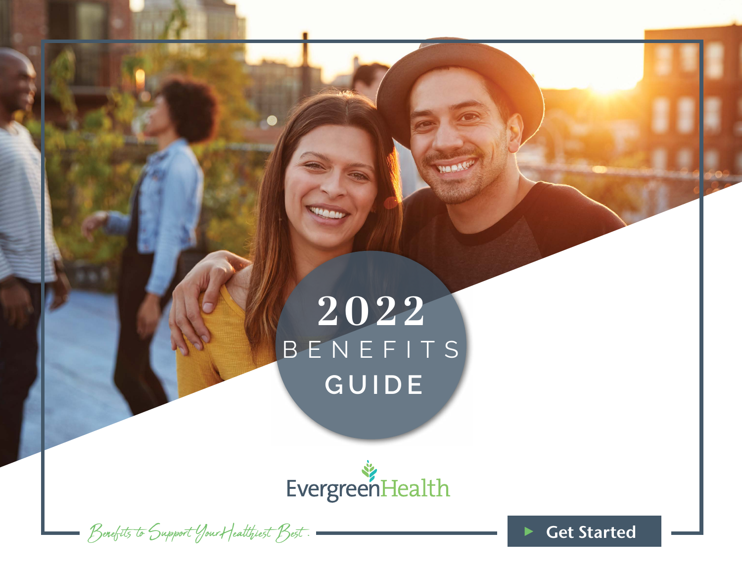# 2022 BENEFITS GUIDE

EvergreenHealth

*Benefits to Support Your Healthiest Best.*

Get Started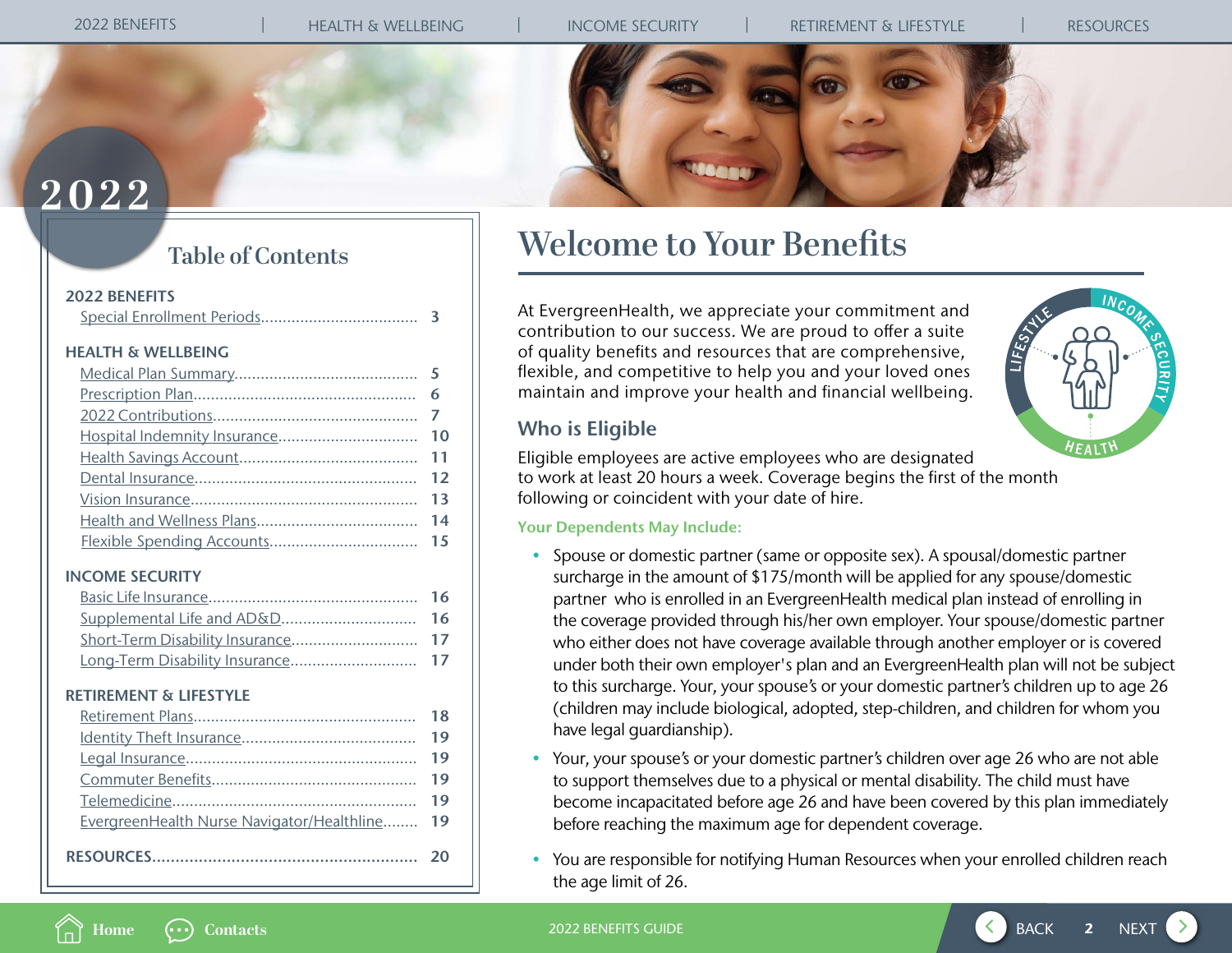# 2022

## Table of Contents

**2022 BENEFITS**

- Special Enrollment Periods .... 3

**HEALTH & WELLBEING**

- Medical Plan Summary .... 5
- Prescription Plan .... 6
- 2022 Contributions .... 7
- Hospital Indemnity Insurance .... 10
- Health Savings Account .... 11
- Dental Insurance .... 12
- Vision Insurance .... 13
- Health and Wellness Plans .... 14
- Flexible Spending Accounts .... 15

**INCOME SECURITY**

- Basic Life Insurance .... 16
- Supplemental Life and AD&D .... 16
- Short-Term Disability Insurance .... 17
- Long-Term Disability Insurance .... 17

**RETIREMENT & LIFESTYLE**

- Retirement Plans .... 18
- Identity Theft Insurance .... 19
- Legal Insurance .... 19
- Commuter Benefits .... 19
- Telemedicine .... 19
- EvergreenHealth Nurse Navigator/Healthline .... 19

**RESOURCES** .... 20

# Welcome to Your Benefits

At EvergreenHealth, we appreciate your commitment and contribution to our success. We are proud to offer a suite of quality benefits and resources that are comprehensive, flexible, and competitive to help you and your loved ones maintain and improve your health and financial wellbeing.

## Who is Eligible

Eligible employees are active employees who are designated to work at least 20 hours a week. Coverage begins the first of the month following or coincident with your date of hire.

### Your Dependents May Include:

- Spouse or domestic partner (same or opposite sex). A spousal/domestic partner surcharge in the amount of $175/month will be applied for any spouse/domestic partner who is enrolled in an EvergreenHealth medical plan instead of enrolling in the coverage provided through his/her own employer. Your spouse/domestic partner who either does not have coverage available through another employer or is covered under both their own employer's plan and an EvergreenHealth plan will not be subject to this surcharge. Your, your spouse's or your domestic partner's children up to age 26 (children may include biological, adopted, step-children, and children for whom you have legal guardianship).
- Your, your spouse's or your domestic partner's children over age 26 who are not able to support themselves due to a physical or mental disability. The child must have become incapacitated before age 26 and have been covered by this plan immediately before reaching the maximum age for dependent coverage.
- You are responsible for notifying Human Resources when your enrolled children reach the age limit of 26.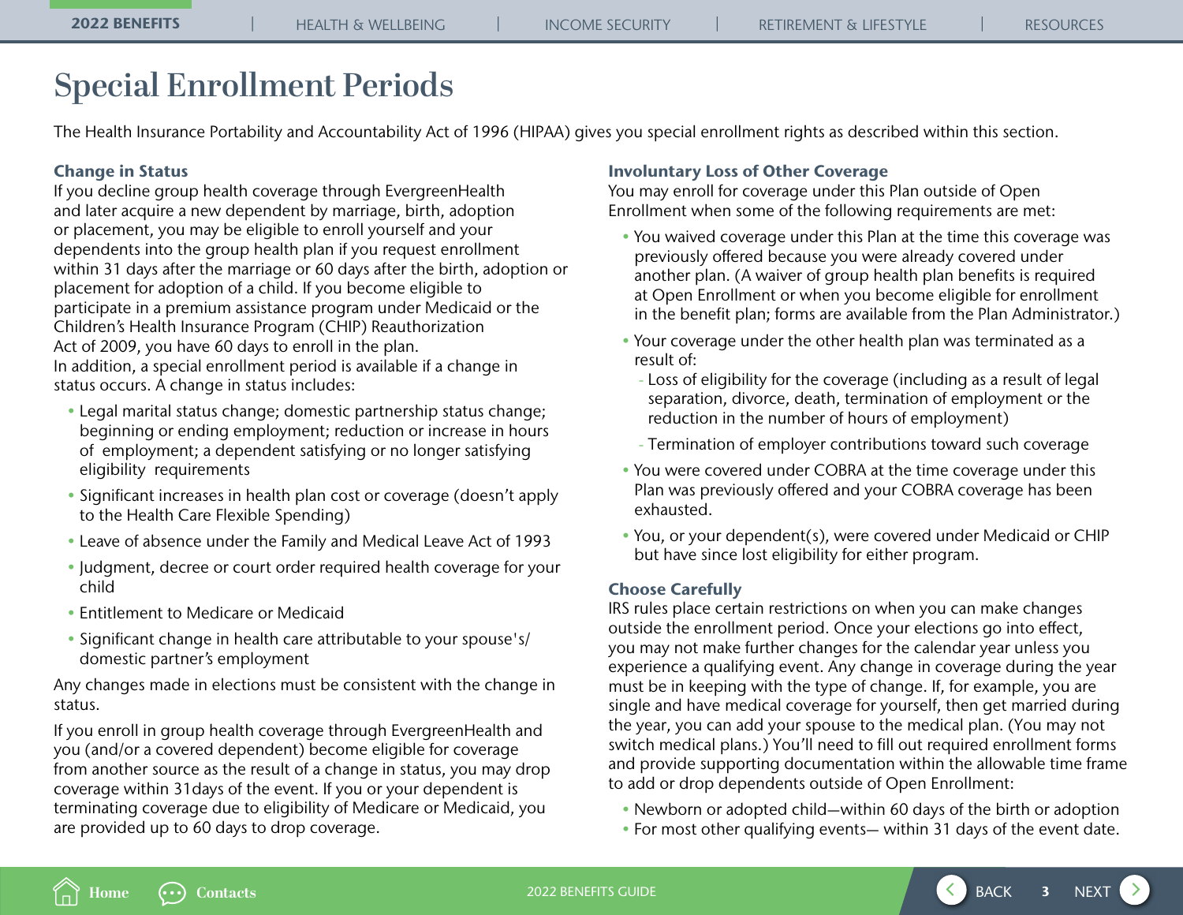# Special Enrollment Periods

The Health Insurance Portability and Accountability Act of 1996 (HIPAA) gives you special enrollment rights as described within this section.

### Change in Status

If you decline group health coverage through EvergreenHealth and later acquire a new dependent by marriage, birth, adoption or placement, you may be eligible to enroll yourself and your dependents into the group health plan if you request enrollment within 31 days after the marriage or 60 days after the birth, adoption or placement for adoption of a child. If you become eligible to participate in a premium assistance program under Medicaid or the Children's Health Insurance Program (CHIP) Reauthorization Act of 2009, you have 60 days to enroll in the plan.

In addition, a special enrollment period is available if a change in status occurs. A change in status includes:

- Legal marital status change; domestic partnership status change; beginning or ending employment; reduction or increase in hours of employment; a dependent satisfying or no longer satisfying eligibility requirements
- Significant increases in health plan cost or coverage (doesn't apply to the Health Care Flexible Spending)
- Leave of absence under the Family and Medical Leave Act of 1993
- Judgment, decree or court order required health coverage for your child
- Entitlement to Medicare or Medicaid
- Significant change in health care attributable to your spouse's/ domestic partner's employment

Any changes made in elections must be consistent with the change in status.

If you enroll in group health coverage through EvergreenHealth and you (and/or a covered dependent) become eligible for coverage from another source as the result of a change in status, you may drop coverage within 31days of the event. If you or your dependent is terminating coverage due to eligibility of Medicare or Medicaid, you are provided up to 60 days to drop coverage.

### Involuntary Loss of Other Coverage

You may enroll for coverage under this Plan outside of Open Enrollment when some of the following requirements are met:

- You waived coverage under this Plan at the time this coverage was previously offered because you were already covered under another plan. (A waiver of group health plan benefits is required at Open Enrollment or when you become eligible for enrollment in the benefit plan; forms are available from the Plan Administrator.)
- Your coverage under the other health plan was terminated as a result of:
  - Loss of eligibility for the coverage (including as a result of legal separation, divorce, death, termination of employment or the reduction in the number of hours of employment)
  - Termination of employer contributions toward such coverage
- You were covered under COBRA at the time coverage under this Plan was previously offered and your COBRA coverage has been exhausted.
- You, or your dependent(s), were covered under Medicaid or CHIP but have since lost eligibility for either program.

### Choose Carefully

IRS rules place certain restrictions on when you can make changes outside the enrollment period. Once your elections go into effect, you may not make further changes for the calendar year unless you experience a qualifying event. Any change in coverage during the year must be in keeping with the type of change. If, for example, you are single and have medical coverage for yourself, then get married during the year, you can add your spouse to the medical plan. (You may not switch medical plans.) You'll need to fill out required enrollment forms and provide supporting documentation within the allowable time frame to add or drop dependents outside of Open Enrollment:

- Newborn or adopted child—within 60 days of the birth or adoption
- For most other qualifying events— within 31 days of the event date.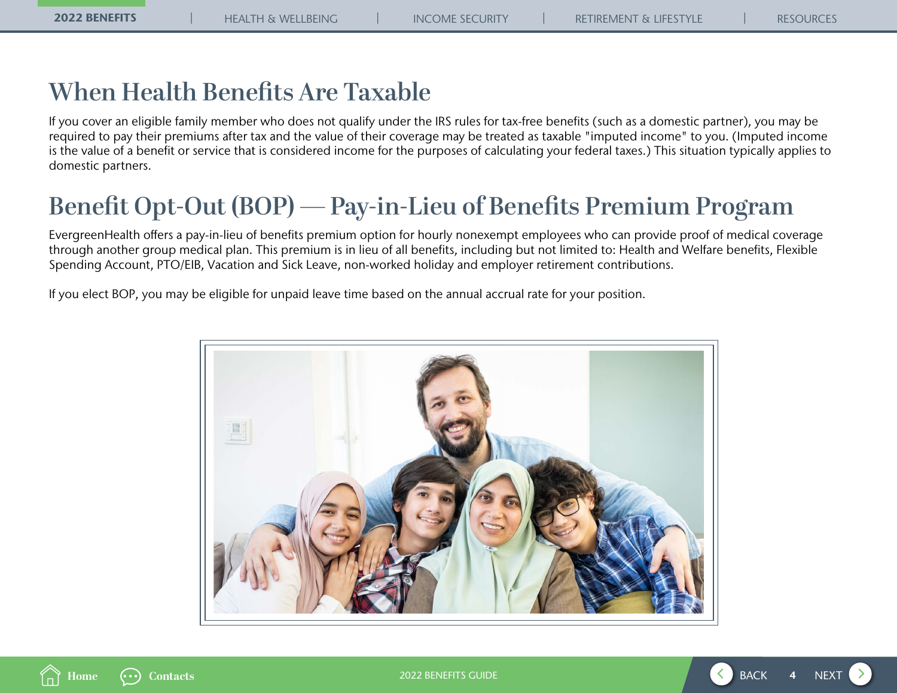## When Health Benefits Are Taxable

If you cover an eligible family member who does not qualify under the IRS rules for tax-free benefits (such as a domestic partner), you may be required to pay their premiums after tax and the value of their coverage may be treated as taxable "imputed income" to you. (Imputed income is the value of a benefit or service that is considered income for the purposes of calculating your federal taxes.) This situation typically applies to domestic partners.

## Benefit Opt-Out (BOP) — Pay-in-Lieu of Benefits Premium Program

EvergreenHealth offers a pay-in-lieu of benefits premium option for hourly nonexempt employees who can provide proof of medical coverage through another group medical plan. This premium is in lieu of all benefits, including but not limited to: Health and Welfare benefits, Flexible Spending Account, PTO/EIB, Vacation and Sick Leave, non-worked holiday and employer retirement contributions.

If you elect BOP, you may be eligible for unpaid leave time based on the annual accrual rate for your position.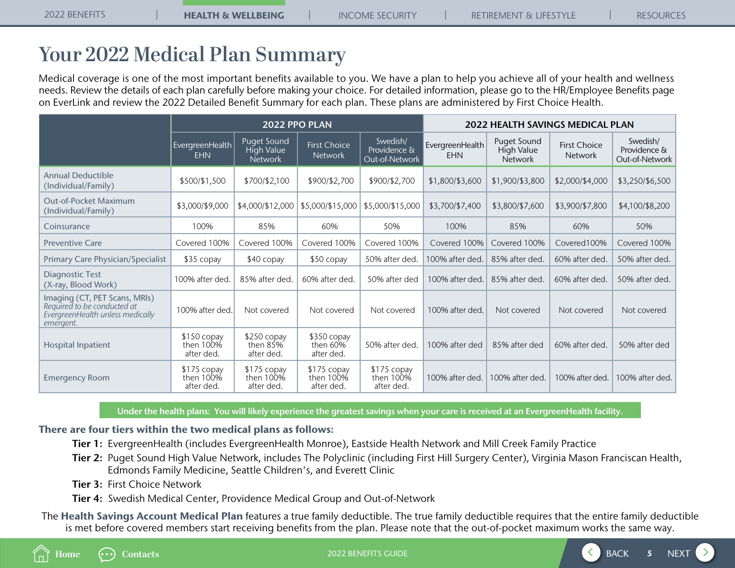# Your 2022 Medical Plan Summary

Medical coverage is one of the most important benefits available to you. We have a plan to help you achieve all of your health and wellness needs. Review the details of each plan carefully before making your choice. For detailed information, please go to the HR/Employee Benefits page on EverLink and review the 2022 Detailed Benefit Summary for each plan. These plans are administered by First Choice Health.

| | 2022 PPO PLAN | | | | 2022 HEALTH SAVINGS MEDICAL PLAN | | | |
|---|---|---|---|---|---|---|---|---|
| | EvergreenHealth EHN | Puget Sound High Value Network | First Choice Network | Swedish/ Providence & Out-of-Network | EvergreenHealth EHN | Puget Sound High Value Network | First Choice Network | Swedish/ Providence & Out-of-Network |
| Annual Deductible (Individual/Family) | $500/$1,500 | $700/$2,100 | $900/$2,700 | $900/$2,700 | $1,800/$3,600 | $1,900/$3,800 | $2,000/$4,000 | $3,250/$6,500 |
| Out-of-Pocket Maximum (Individual/Family) | $3,000/$9,000 | $4,000/$12,000 | $5,000/$15,000 | $5,000/$15,000 | $3,700/$7,400 | $3,800/$7,600 | $3,900/$7,800 | $4,100/$8,200 |
| Coinsurance | 100% | 85% | 60% | 50% | 100% | 85% | 60% | 50% |
| Preventive Care | Covered 100% | Covered 100% | Covered 100% | Covered 100% | Covered 100% | Covered 100% | Covered100% | Covered 100% |
| Primary Care Physician/Specialist | $35 copay | $40 copay | $50 copay | 50% after ded. | 100% after ded. | 85% after ded. | 60% after ded. | 50% after ded. |
| Diagnostic Test (X-ray, Blood Work) | 100% after ded. | 85% after ded. | 60% after ded. | 50% after ded | 100% after ded. | 85% after ded. | 60% after ded. | 50% after ded. |
| Imaging (CT, PET Scans, MRIs) *Required to be conducted at EvergreenHealth unless medically emergent.* | 100% after ded. | Not covered | Not covered | Not covered | 100% after ded. | Not covered | Not covered | Not covered |
| Hospital Inpatient | $150 copay then 100% after ded. | $250 copay then 85% after ded. | $350 copay then 60% after ded. | 50% after ded. | 100% after ded | 85% after ded | 60% after ded. | 50% after ded |
| Emergency Room | $175 copay then 100% after ded. | $175 copay then 100% after ded. | $175 copay then 100% after ded. | $175 copay then 100% after ded. | 100% after ded. | 100% after ded. | 100% after ded. | 100% after ded. |

**Under the health plans: You will likely experience the greatest savings when your care is received at an EvergreenHealth facility.**

### There are four tiers within the two medical plans as follows:

**Tier 1:** EvergreenHealth (includes EvergreenHealth Monroe), Eastside Health Network and Mill Creek Family Practice

**Tier 2:** Puget Sound High Value Network, includes The Polyclinic (including First Hill Surgery Center), Virginia Mason Franciscan Health, Edmonds Family Medicine, Seattle Children's, and Everett Clinic

**Tier 3:** First Choice Network

**Tier 4:** Swedish Medical Center, Providence Medical Group and Out-of-Network

The **Health Savings Account Medical Plan** features a true family deductible. The true family deductible requires that the entire family deductible is met before covered members start receiving benefits from the plan. Please note that the out-of-pocket maximum works the same way.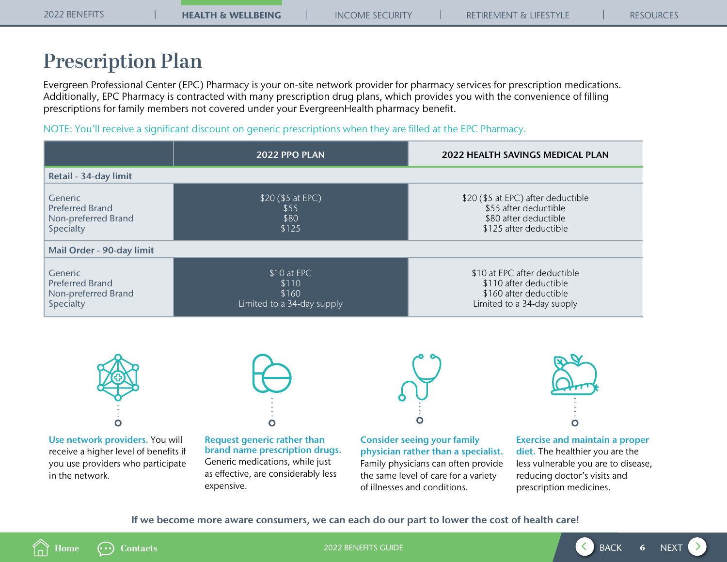# Prescription Plan

Evergreen Professional Center (EPC) Pharmacy is your on-site network provider for pharmacy services for prescription medications. Additionally, EPC Pharmacy is contracted with many prescription drug plans, which provides you with the convenience of filling prescriptions for family members not covered under your EvergreenHealth pharmacy benefit.

NOTE: You'll receive a significant discount on generic prescriptions when they are filled at the EPC Pharmacy.

| | 2022 PPO PLAN | 2022 HEALTH SAVINGS MEDICAL PLAN |
|---|---|---|
| **Retail - 34-day limit** | | |
| Generic<br>Preferred Brand<br>Non-preferred Brand<br>Specialty | $20 ($5 at EPC)<br>$55<br>$80<br>$125 | $20 ($5 at EPC) after deductible<br>$55 after deductible<br>$80 after deductible<br>$125 after deductible |
| **Mail Order - 90-day limit** | | |
| Generic<br>Preferred Brand<br>Non-preferred Brand<br>Specialty | $10 at EPC<br>$110<br>$160<br>Limited to a 34-day supply | $10 at EPC after deductible<br>$110 after deductible<br>$160 after deductible<br>Limited to a 34-day supply |

**Use network providers.** You will receive a higher level of benefits if you use providers who participate in the network.

**Request generic rather than brand name prescription drugs.** Generic medications, while just as effective, are considerably less expensive.

**Consider seeing your family physician rather than a specialist.** Family physicians can often provide the same level of care for a variety of illnesses and conditions.

**Exercise and maintain a proper diet.** The healthier you are the less vulnerable you are to disease, reducing doctor's visits and prescription medicines.

**If we become more aware consumers, we can each do our part to lower the cost of health care!**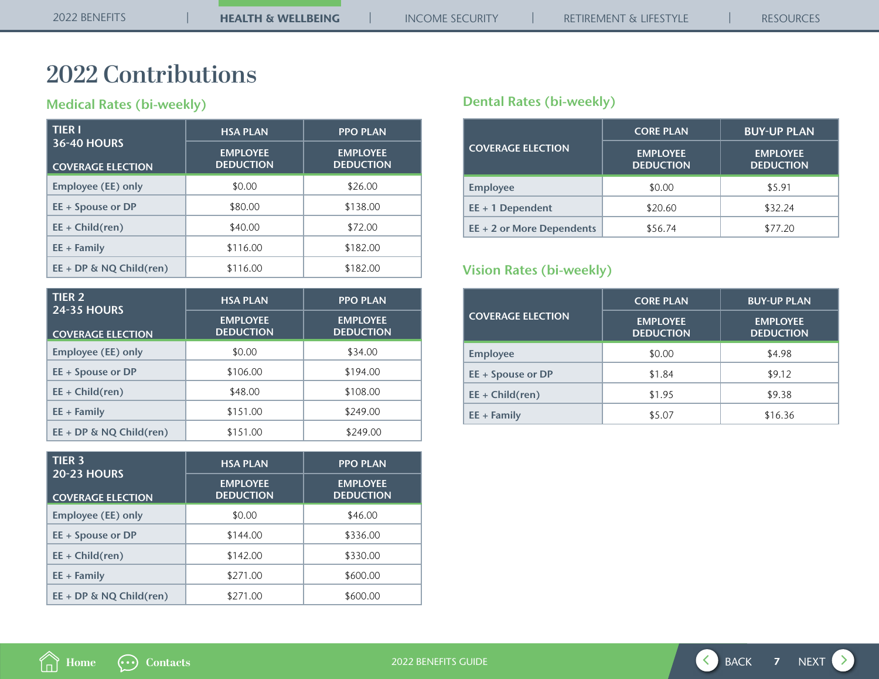# 2022 Contributions

## Medical Rates (bi-weekly)

| TIER I<br>36-40 HOURS<br>COVERAGE ELECTION | HSA PLAN | PPO PLAN |
|---|---|---|
| | EMPLOYEE DEDUCTION | EMPLOYEE DEDUCTION |
| Employee (EE) only | $0.00 | $26.00 |
| EE + Spouse or DP | $80.00 | $138.00 |
| EE + Child(ren) | $40.00 | $72.00 |
| EE + Family | $116.00 | $182.00 |
| EE + DP & NQ Child(ren) | $116.00 | $182.00 |

| TIER 2<br>24-35 HOURS<br>COVERAGE ELECTION | HSA PLAN | PPO PLAN |
|---|---|---|
| | EMPLOYEE DEDUCTION | EMPLOYEE DEDUCTION |
| Employee (EE) only | $0.00 | $34.00 |
| EE + Spouse or DP | $106.00 | $194.00 |
| EE + Child(ren) | $48.00 | $108.00 |
| EE + Family | $151.00 | $249.00 |
| EE + DP & NQ Child(ren) | $151.00 | $249.00 |

| TIER 3<br>20-23 HOURS<br>COVERAGE ELECTION | HSA PLAN | PPO PLAN |
|---|---|---|
| | EMPLOYEE DEDUCTION | EMPLOYEE DEDUCTION |
| Employee (EE) only | $0.00 | $46.00 |
| EE + Spouse or DP | $144.00 | $336.00 |
| EE + Child(ren) | $142.00 | $330.00 |
| EE + Family | $271.00 | $600.00 |
| EE + DP & NQ Child(ren) | $271.00 | $600.00 |

## Dental Rates (bi-weekly)

| COVERAGE ELECTION | CORE PLAN | BUY-UP PLAN |
|---|---|---|
| | EMPLOYEE DEDUCTION | EMPLOYEE DEDUCTION |
| Employee | $0.00 | $5.91 |
| EE + 1 Dependent | $20.60 | $32.24 |
| EE + 2 or More Dependents | $56.74 | $77.20 |

## Vision Rates (bi-weekly)

| COVERAGE ELECTION | CORE PLAN | BUY-UP PLAN |
|---|---|---|
| | EMPLOYEE DEDUCTION | EMPLOYEE DEDUCTION |
| Employee | $0.00 | $4.98 |
| EE + Spouse or DP | $1.84 | $9.12 |
| EE + Child(ren) | $1.95 | $9.38 |
| EE + Family | $5.07 | $16.36 |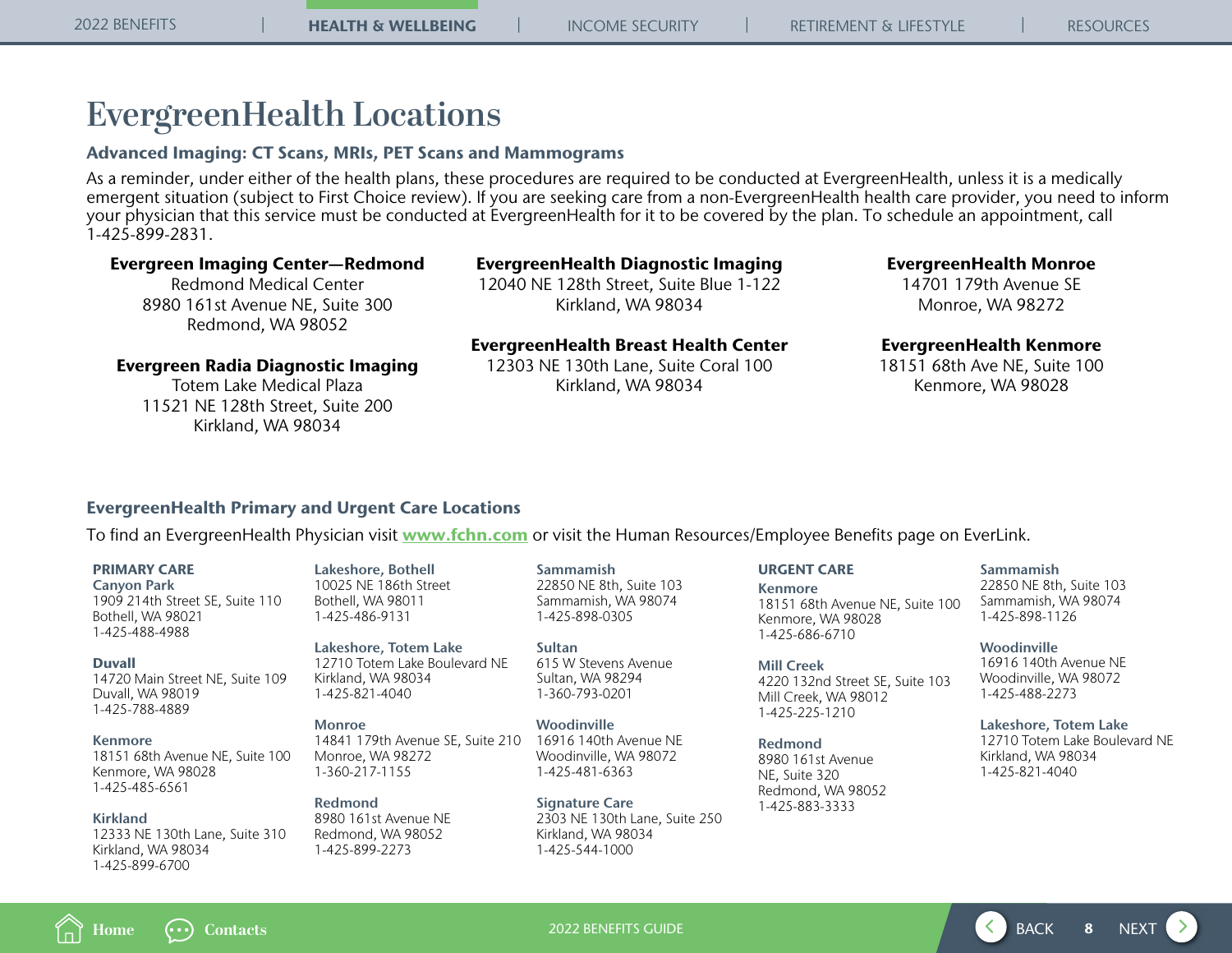# EvergreenHealth Locations

### Advanced Imaging: CT Scans, MRIs, PET Scans and Mammograms

As a reminder, under either of the health plans, these procedures are required to be conducted at EvergreenHealth, unless it is a medically emergent situation (subject to First Choice review). If you are seeking care from a non-EvergreenHealth health care provider, you need to inform your physician that this service must be conducted at EvergreenHealth for it to be covered by the plan. To schedule an appointment, call 1-425-899-2831.

**Evergreen Imaging Center—Redmond**
Redmond Medical Center
8980 161st Avenue NE, Suite 300
Redmond, WA 98052

**Evergreen Radia Diagnostic Imaging**
Totem Lake Medical Plaza
11521 NE 128th Street, Suite 200
Kirkland, WA 98034

**EvergreenHealth Diagnostic Imaging**
12040 NE 128th Street, Suite Blue 1-122
Kirkland, WA 98034

**EvergreenHealth Breast Health Center**
12303 NE 130th Lane, Suite Coral 100
Kirkland, WA 98034

**EvergreenHealth Monroe**
14701 179th Avenue SE
Monroe, WA 98272

**EvergreenHealth Kenmore**
18151 68th Ave NE, Suite 100
Kenmore, WA 98028

### EvergreenHealth Primary and Urgent Care Locations

To find an EvergreenHealth Physician visit **www.fchn.com** or visit the Human Resources/Employee Benefits page on EverLink.

#### PRIMARY CARE

**Canyon Park**
1909 214th Street SE, Suite 110
Bothell, WA 98021
1-425-488-4988

**Duvall**
14720 Main Street NE, Suite 109
Duvall, WA 98019
1-425-788-4889

**Kenmore**
18151 68th Avenue NE, Suite 100
Kenmore, WA 98028
1-425-485-6561

**Kirkland**
12333 NE 130th Lane, Suite 310
Kirkland, WA 98034
1-425-899-6700

**Lakeshore, Bothell**
10025 NE 186th Street
Bothell, WA 98011
1-425-486-9131

**Lakeshore, Totem Lake**
12710 Totem Lake Boulevard NE
Kirkland, WA 98034
1-425-821-4040

**Monroe**
14841 179th Avenue SE, Suite 210
Monroe, WA 98272
1-360-217-1155

**Redmond**
8980 161st Avenue NE
Redmond, WA 98052
1-425-899-2273

**Sammamish**
22850 NE 8th, Suite 103
Sammamish, WA 98074
1-425-898-0305

**Sultan**
615 W Stevens Avenue
Sultan, WA 98294
1-360-793-0201

**Woodinville**
16916 140th Avenue NE
Woodinville, WA 98072
1-425-481-6363

**Signature Care**
2303 NE 130th Lane, Suite 250
Kirkland, WA 98034
1-425-544-1000

#### URGENT CARE

**Kenmore**
18151 68th Avenue NE, Suite 100
Kenmore, WA 98028
1-425-686-6710

**Mill Creek**
4220 132nd Street SE, Suite 103
Mill Creek, WA 98012
1-425-225-1210

**Redmond**
8980 161st Avenue NE, Suite 320
Redmond, WA 98052
1-425-883-3333

**Sammamish**
22850 NE 8th, Suite 103
Sammamish, WA 98074
1-425-898-1126

**Woodinville**
16916 140th Avenue NE
Woodinville, WA 98072
1-425-488-2273

**Lakeshore, Totem Lake**
12710 Totem Lake Boulevard NE
Kirkland, WA 98034
1-425-821-4040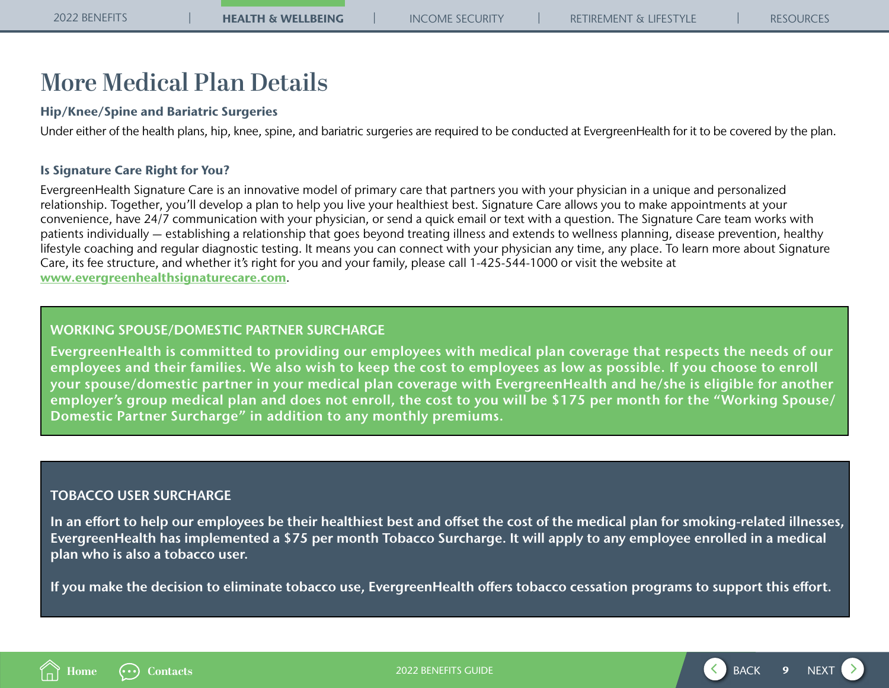# More Medical Plan Details

### Hip/Knee/Spine and Bariatric Surgeries

Under either of the health plans, hip, knee, spine, and bariatric surgeries are required to be conducted at EvergreenHealth for it to be covered by the plan.

### Is Signature Care Right for You?

EvergreenHealth Signature Care is an innovative model of primary care that partners you with your physician in a unique and personalized relationship. Together, you'll develop a plan to help you live your healthiest best. Signature Care allows you to make appointments at your convenience, have 24/7 communication with your physician, or send a quick email or text with a question. The Signature Care team works with patients individually — establishing a relationship that goes beyond treating illness and extends to wellness planning, disease prevention, healthy lifestyle coaching and regular diagnostic testing. It means you can connect with your physician any time, any place. To learn more about Signature Care, its fee structure, and whether it's right for you and your family, please call 1-425-544-1000 or visit the website at **www.evergreenhealthsignaturecare.com**.

### WORKING SPOUSE/DOMESTIC PARTNER SURCHARGE

**EvergreenHealth is committed to providing our employees with medical plan coverage that respects the needs of our employees and their families. We also wish to keep the cost to employees as low as possible. If you choose to enroll your spouse/domestic partner in your medical plan coverage with EvergreenHealth and he/she is eligible for another employer's group medical plan and does not enroll, the cost to you will be $175 per month for the "Working Spouse/ Domestic Partner Surcharge" in addition to any monthly premiums.**

### TOBACCO USER SURCHARGE

**In an effort to help our employees be their healthiest best and offset the cost of the medical plan for smoking-related illnesses, EvergreenHealth has implemented a $75 per month Tobacco Surcharge. It will apply to any employee enrolled in a medical plan who is also a tobacco user.**

**If you make the decision to eliminate tobacco use, EvergreenHealth offers tobacco cessation programs to support this effort.**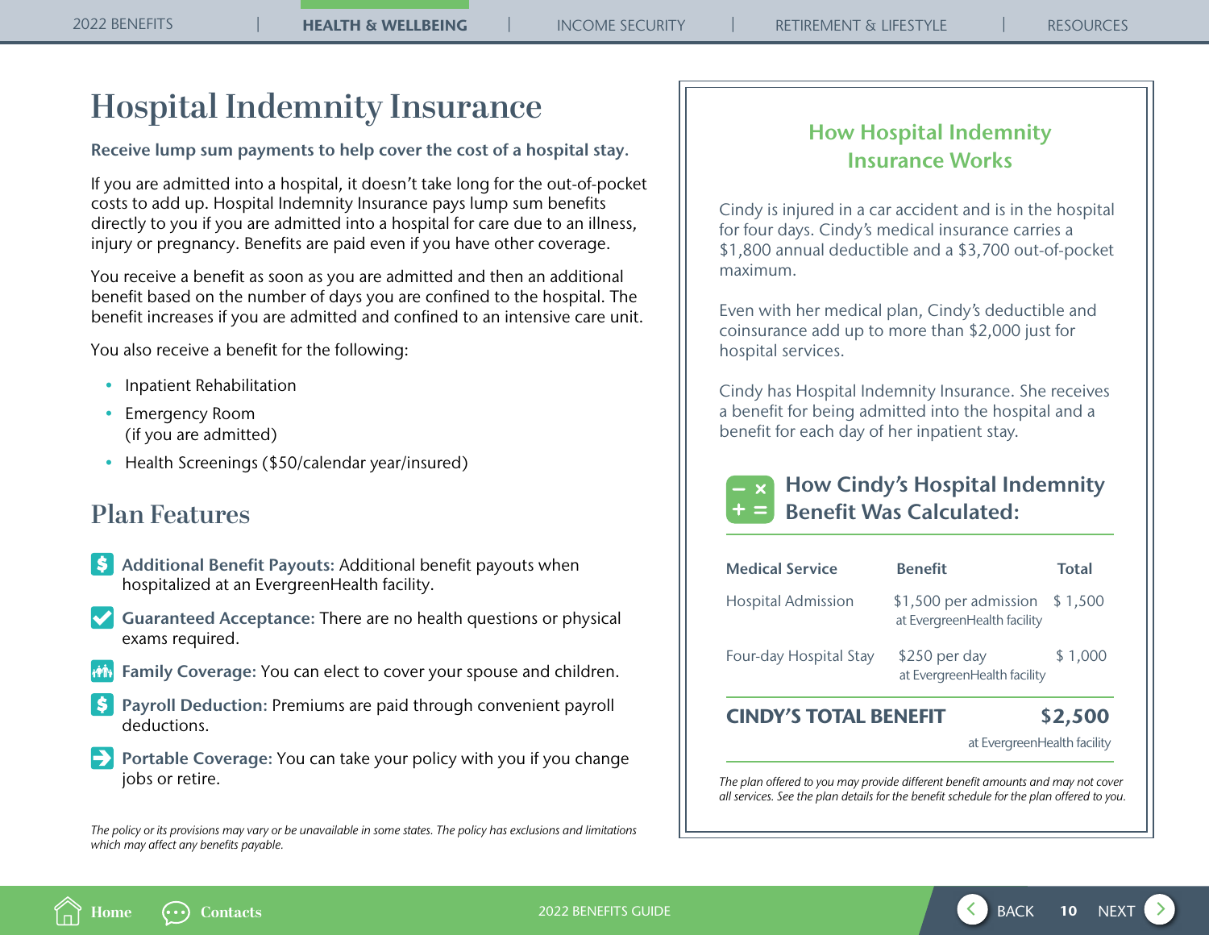# Hospital Indemnity Insurance

**Receive lump sum payments to help cover the cost of a hospital stay.**

If you are admitted into a hospital, it doesn't take long for the out-of-pocket costs to add up. Hospital Indemnity Insurance pays lump sum benefits directly to you if you are admitted into a hospital for care due to an illness, injury or pregnancy. Benefits are paid even if you have other coverage.

You receive a benefit as soon as you are admitted and then an additional benefit based on the number of days you are confined to the hospital. The benefit increases if you are admitted and confined to an intensive care unit.

You also receive a benefit for the following:

- Inpatient Rehabilitation
- Emergency Room (if you are admitted)
- Health Screenings ($50/calendar year/insured)

## Plan Features

**Additional Benefit Payouts:** Additional benefit payouts when hospitalized at an EvergreenHealth facility.

**Guaranteed Acceptance:** There are no health questions or physical exams required.

**Family Coverage:** You can elect to cover your spouse and children.

**Payroll Deduction:** Premiums are paid through convenient payroll deductions.

**Portable Coverage:** You can take your policy with you if you change jobs or retire.

*The policy or its provisions may vary or be unavailable in some states. The policy has exclusions and limitations which may affect any benefits payable.*

## How Hospital Indemnity Insurance Works

Cindy is injured in a car accident and is in the hospital for four days. Cindy's medical insurance carries a $1,800 annual deductible and a $3,700 out-of-pocket maximum.

Even with her medical plan, Cindy's deductible and coinsurance add up to more than $2,000 just for hospital services.

Cindy has Hospital Indemnity Insurance. She receives a benefit for being admitted into the hospital and a benefit for each day of her inpatient stay.

### How Cindy's Hospital Indemnity Benefit Was Calculated:

| Medical Service | Benefit | Total |
|---|---|---|
| Hospital Admission | $1,500 per admission at EvergreenHealth facility | $ 1,500 |
| Four-day Hospital Stay | $250 per day at EvergreenHealth facility | $ 1,000 |
| **CINDY'S TOTAL BENEFIT** | | **$2,500** at EvergreenHealth facility |

*The plan offered to you may provide different benefit amounts and may not cover all services. See the plan details for the benefit schedule for the plan offered to you.*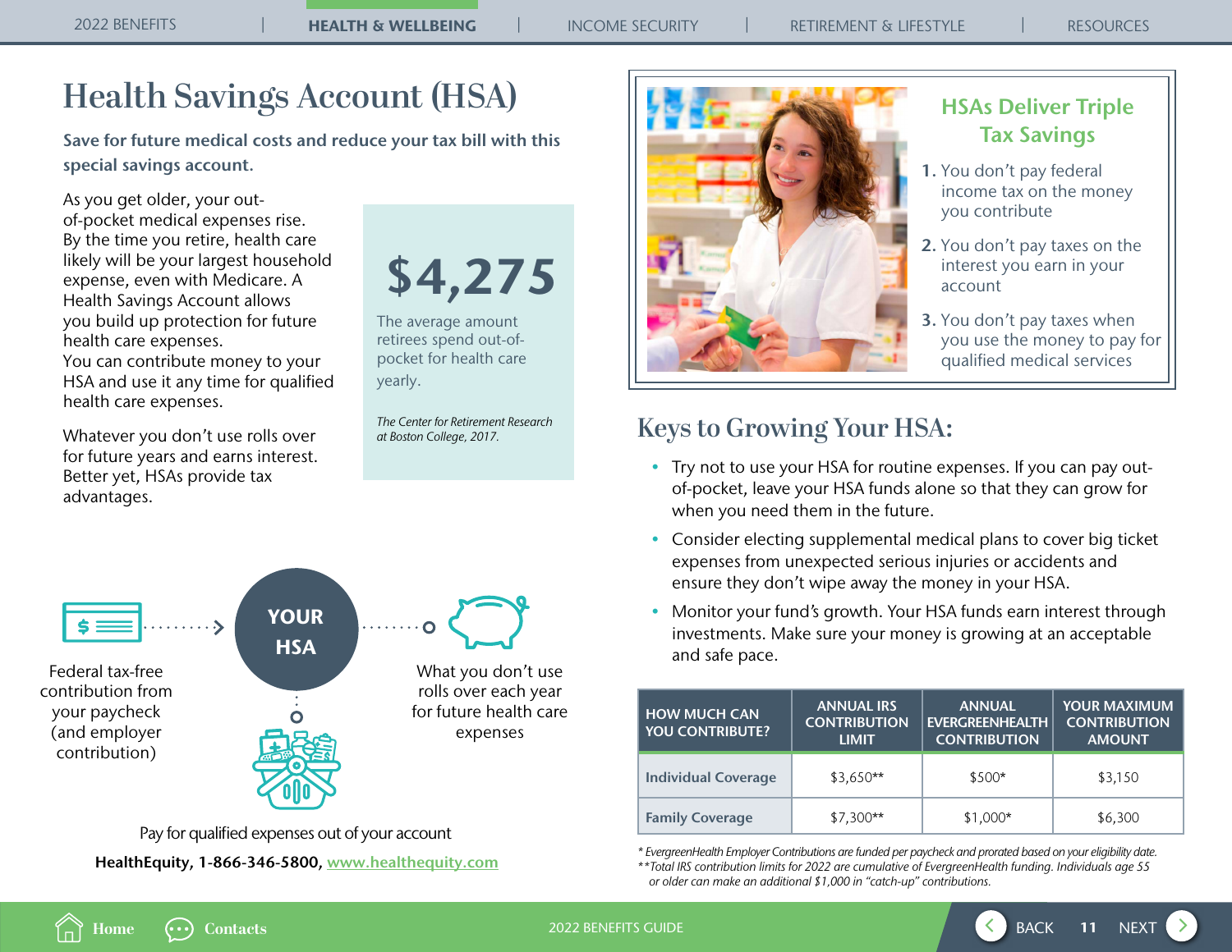# Health Savings Account (HSA)

**Save for future medical costs and reduce your tax bill with this special savings account.**

As you get older, your out-of-pocket medical expenses rise. By the time you retire, health care likely will be your largest household expense, even with Medicare. A Health Savings Account allows you build up protection for future health care expenses. You can contribute money to your HSA and use it any time for qualified health care expenses.

Whatever you don't use rolls over for future years and earns interest. Better yet, HSAs provide tax advantages.

**$4,275**

The average amount retirees spend out-of-pocket for health care yearly.

*The Center for Retirement Research at Boston College, 2017.*

**YOUR HSA**

Federal tax-free contribution from your paycheck (and employer contribution)

What you don't use rolls over each year for future health care expenses

Pay for qualified expenses out of your account

**HealthEquity, 1-866-346-5800,** www.healthequity.com

## HSAs Deliver Triple Tax Savings

1. You don't pay federal income tax on the money you contribute
2. You don't pay taxes on the interest you earn in your account
3. You don't pay taxes when you use the money to pay for qualified medical services

## Keys to Growing Your HSA:

- Try not to use your HSA for routine expenses. If you can pay out-of-pocket, leave your HSA funds alone so that they can grow for when you need them in the future.
- Consider electing supplemental medical plans to cover big ticket expenses from unexpected serious injuries or accidents and ensure they don't wipe away the money in your HSA.
- Monitor your fund's growth. Your HSA funds earn interest through investments. Make sure your money is growing at an acceptable and safe pace.

| HOW MUCH CAN YOU CONTRIBUTE? | ANNUAL IRS CONTRIBUTION LIMIT | ANNUAL EVERGREENHEALTH CONTRIBUTION | YOUR MAXIMUM CONTRIBUTION AMOUNT |
|---|---|---|---|
| Individual Coverage | $3,650** | $500* | $3,150 |
| Family Coverage | $7,300** | $1,000* | $6,300 |

*\* EvergreenHealth Employer Contributions are funded per paycheck and prorated based on your eligibility date.*
*\*\*Total IRS contribution limits for 2022 are cumulative of EvergreenHealth funding. Individuals age 55 or older can make an additional $1,000 in "catch-up" contributions.*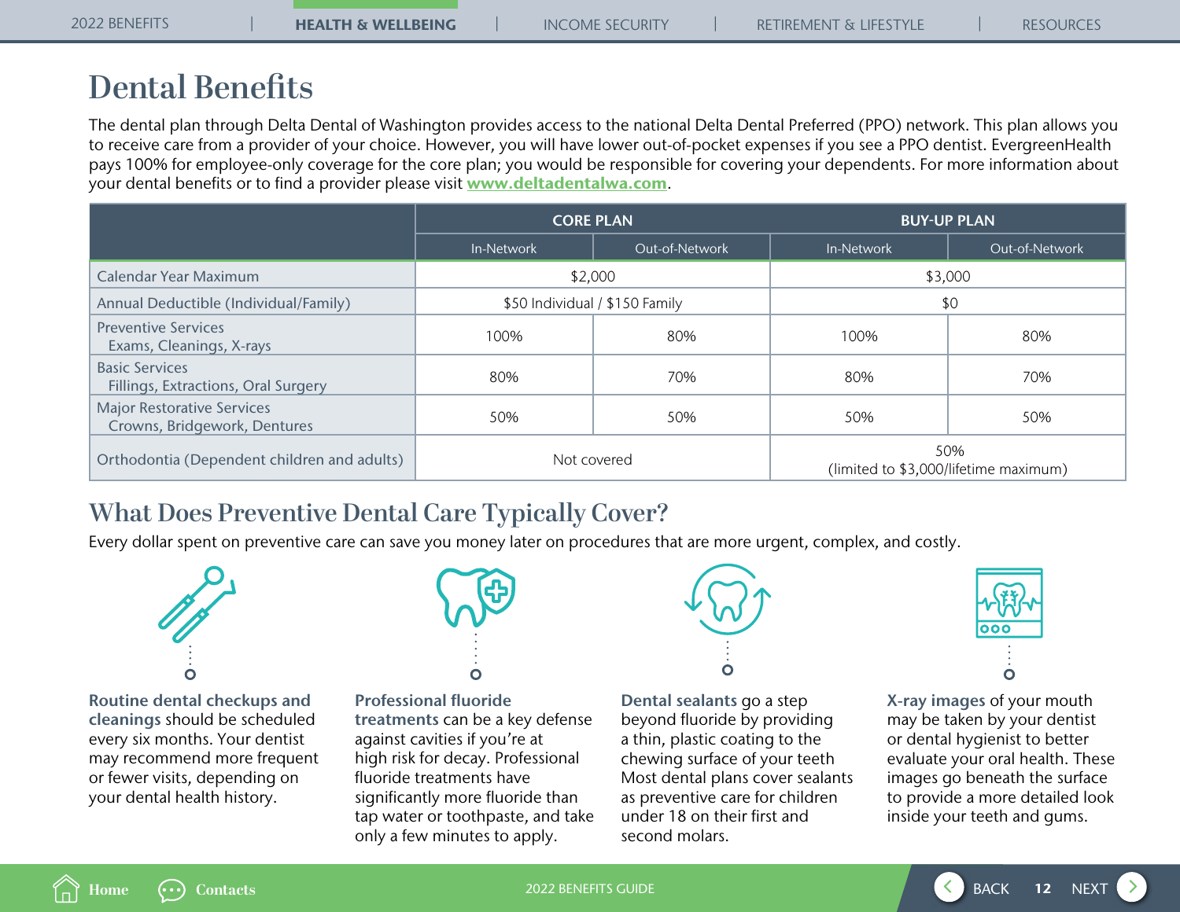# Dental Benefits

The dental plan through Delta Dental of Washington provides access to the national Delta Dental Preferred (PPO) network. This plan allows you to receive care from a provider of your choice. However, you will have lower out-of-pocket expenses if you see a PPO dentist. EvergreenHealth pays 100% for employee-only coverage for the core plan; you would be responsible for covering your dependents. For more information about your dental benefits or to find a provider please visit **www.deltadentalwa.com**.

| | CORE PLAN | | BUY-UP PLAN | |
|---|---|---|---|---|
| | In-Network | Out-of-Network | In-Network | Out-of-Network |
| Calendar Year Maximum | $2,000 | | $3,000 | |
| Annual Deductible (Individual/Family) | $50 Individual / $150 Family | | $0 | |
| Preventive Services<br>Exams, Cleanings, X-rays | 100% | 80% | 100% | 80% |
| Basic Services<br>Fillings, Extractions, Oral Surgery | 80% | 70% | 80% | 70% |
| Major Restorative Services<br>Crowns, Bridgework, Dentures | 50% | 50% | 50% | 50% |
| Orthodontia (Dependent children and adults) | Not covered | | 50%<br>(limited to $3,000/lifetime maximum) | |

## What Does Preventive Dental Care Typically Cover?

Every dollar spent on preventive care can save you money later on procedures that are more urgent, complex, and costly.

**Routine dental checkups and cleanings** should be scheduled every six months. Your dentist may recommend more frequent or fewer visits, depending on your dental health history.

**Professional fluoride treatments** can be a key defense against cavities if you're at high risk for decay. Professional fluoride treatments have significantly more fluoride than tap water or toothpaste, and take only a few minutes to apply.

**Dental sealants** go a step beyond fluoride by providing a thin, plastic coating to the chewing surface of your teeth Most dental plans cover sealants as preventive care for children under 18 on their first and second molars.

**X-ray images** of your mouth may be taken by your dentist or dental hygienist to better evaluate your oral health. These images go beneath the surface to provide a more detailed look inside your teeth and gums.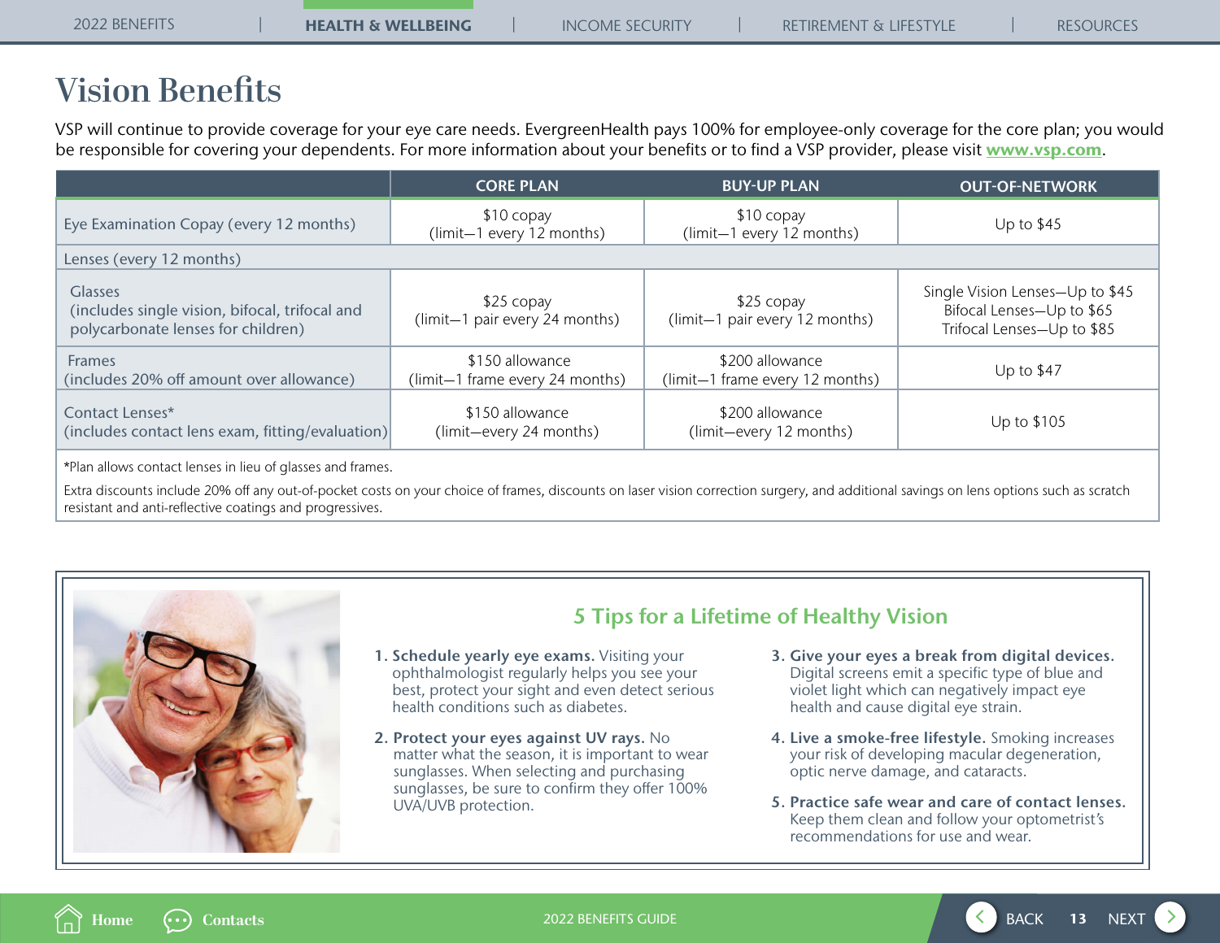# Vision Benefits

VSP will continue to provide coverage for your eye care needs. EvergreenHealth pays 100% for employee-only coverage for the core plan; you would be responsible for covering your dependents. For more information about your benefits or to find a VSP provider, please visit **www.vsp.com**.

| | CORE PLAN | BUY-UP PLAN | OUT-OF-NETWORK |
|---|---|---|---|
| Eye Examination Copay (every 12 months) | $10 copay (limit—1 every 12 months) | $10 copay (limit—1 every 12 months) | Up to $45 |
| Lenses (every 12 months) | | | |
| Glasses (includes single vision, bifocal, trifocal and polycarbonate lenses for children) | $25 copay (limit—1 pair every 24 months) | $25 copay (limit—1 pair every 12 months) | Single Vision Lenses—Up to $45<br>Bifocal Lenses—Up to $65<br>Trifocal Lenses—Up to $85 |
| Frames (includes 20% off amount over allowance) | $150 allowance (limit—1 frame every 24 months) | $200 allowance (limit—1 frame every 12 months) | Up to $47 |
| Contact Lenses* (includes contact lens exam, fitting/evaluation) | $150 allowance (limit—every 24 months) | $200 allowance (limit—every 12 months) | Up to $105 |

*Plan allows contact lenses in lieu of glasses and frames.

Extra discounts include 20% off any out-of-pocket costs on your choice of frames, discounts on laser vision correction surgery, and additional savings on lens options such as scratch resistant and anti-reflective coatings and progressives.

## 5 Tips for a Lifetime of Healthy Vision

1. **Schedule yearly eye exams.** Visiting your ophthalmologist regularly helps you see your best, protect your sight and even detect serious health conditions such as diabetes.
2. **Protect your eyes against UV rays.** No matter what the season, it is important to wear sunglasses. When selecting and purchasing sunglasses, be sure to confirm they offer 100% UVA/UVB protection.
3. **Give your eyes a break from digital devices.** Digital screens emit a specific type of blue and violet light which can negatively impact eye health and cause digital eye strain.
4. **Live a smoke-free lifestyle.** Smoking increases your risk of developing macular degeneration, optic nerve damage, and cataracts.
5. **Practice safe wear and care of contact lenses.** Keep them clean and follow your optometrist's recommendations for use and wear.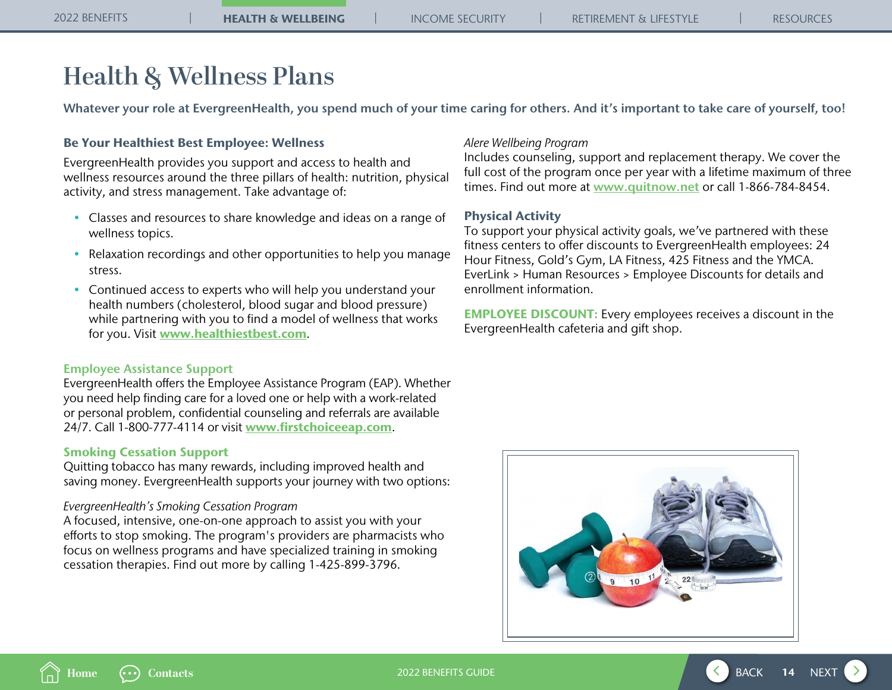# Health & Wellness Plans

**Whatever your role at EvergreenHealth, you spend much of your time caring for others. And it's important to take care of yourself, too!**

### Be Your Healthiest Best Employee: Wellness

EvergreenHealth provides you support and access to health and wellness resources around the three pillars of health: nutrition, physical activity, and stress management. Take advantage of:

- Classes and resources to share knowledge and ideas on a range of wellness topics.
- Relaxation recordings and other opportunities to help you manage stress.
- Continued access to experts who will help you understand your health numbers (cholesterol, blood sugar and blood pressure) while partnering with you to find a model of wellness that works for you. Visit **www.healthiestbest.com**.

### Employee Assistance Support

EvergreenHealth offers the Employee Assistance Program (EAP). Whether you need help finding care for a loved one or help with a work-related or personal problem, confidential counseling and referrals are available 24/7. Call 1-800-777-4114 or visit **www.firstchoiceeap.com**.

### Smoking Cessation Support

Quitting tobacco has many rewards, including improved health and saving money. EvergreenHealth supports your journey with two options:

*EvergreenHealth's Smoking Cessation Program*
A focused, intensive, one-on-one approach to assist you with your efforts to stop smoking. The program's providers are pharmacists who focus on wellness programs and have specialized training in smoking cessation therapies. Find out more by calling 1-425-899-3796.

*Alere Wellbeing Program*
Includes counseling, support and replacement therapy. We cover the full cost of the program once per year with a lifetime maximum of three times. Find out more at **www.quitnow.net** or call 1-866-784-8454.

### Physical Activity

To support your physical activity goals, we've partnered with these fitness centers to offer discounts to EvergreenHealth employees: 24 Hour Fitness, Gold's Gym, LA Fitness, 425 Fitness and the YMCA. EverLink > Human Resources > Employee Discounts for details and enrollment information.

**EMPLOYEE DISCOUNT:** Every employees receives a discount in the EvergreenHealth cafeteria and gift shop.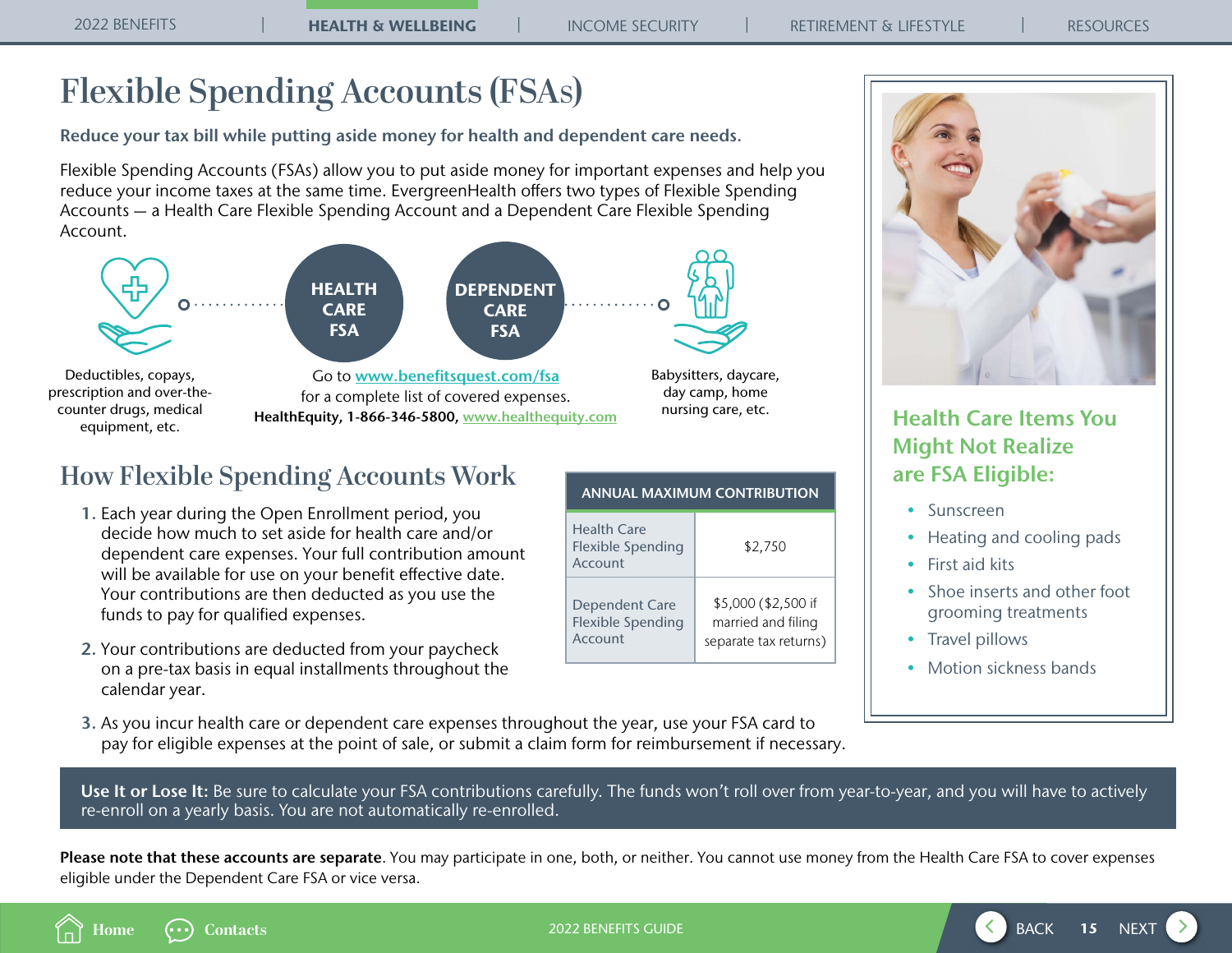# Flexible Spending Accounts (FSAs)

**Reduce your tax bill while putting aside money for health and dependent care needs.**

Flexible Spending Accounts (FSAs) allow you to put aside money for important expenses and help you reduce your income taxes at the same time. EvergreenHealth offers two types of Flexible Spending Accounts — a Health Care Flexible Spending Account and a Dependent Care Flexible Spending Account.

**HEALTH CARE FSA**

Deductibles, copays, prescription and over-the-counter drugs, medical equipment, etc.

**DEPENDENT CARE FSA**

Babysitters, daycare, day camp, home nursing care, etc.

Go to **www.benefitsquest.com/fsa** for a complete list of covered expenses.
**HealthEquity, 1-866-346-5800,** www.healthequity.com

## How Flexible Spending Accounts Work

1. Each year during the Open Enrollment period, you decide how much to set aside for health care and/or dependent care expenses. Your full contribution amount will be available for use on your benefit effective date. Your contributions are then deducted as you use the funds to pay for qualified expenses.
2. Your contributions are deducted from your paycheck on a pre-tax basis in equal installments throughout the calendar year.
3. As you incur health care or dependent care expenses throughout the year, use your FSA card to pay for eligible expenses at the point of sale, or submit a claim form for reimbursement if necessary.

| ANNUAL MAXIMUM CONTRIBUTION | |
|---|---|
| Health Care Flexible Spending Account | $2,750 |
| Dependent Care Flexible Spending Account | $5,000 ($2,500 if married and filing separate tax returns) |

### Health Care Items You Might Not Realize are FSA Eligible:

- Sunscreen
- Heating and cooling pads
- First aid kits
- Shoe inserts and other foot grooming treatments
- Travel pillows
- Motion sickness bands

**Use It or Lose It:** Be sure to calculate your FSA contributions carefully. The funds won't roll over from year-to-year, and you will have to actively re-enroll on a yearly basis. You are not automatically re-enrolled.

**Please note that these accounts are separate**. You may participate in one, both, or neither. You cannot use money from the Health Care FSA to cover expenses eligible under the Dependent Care FSA or vice versa.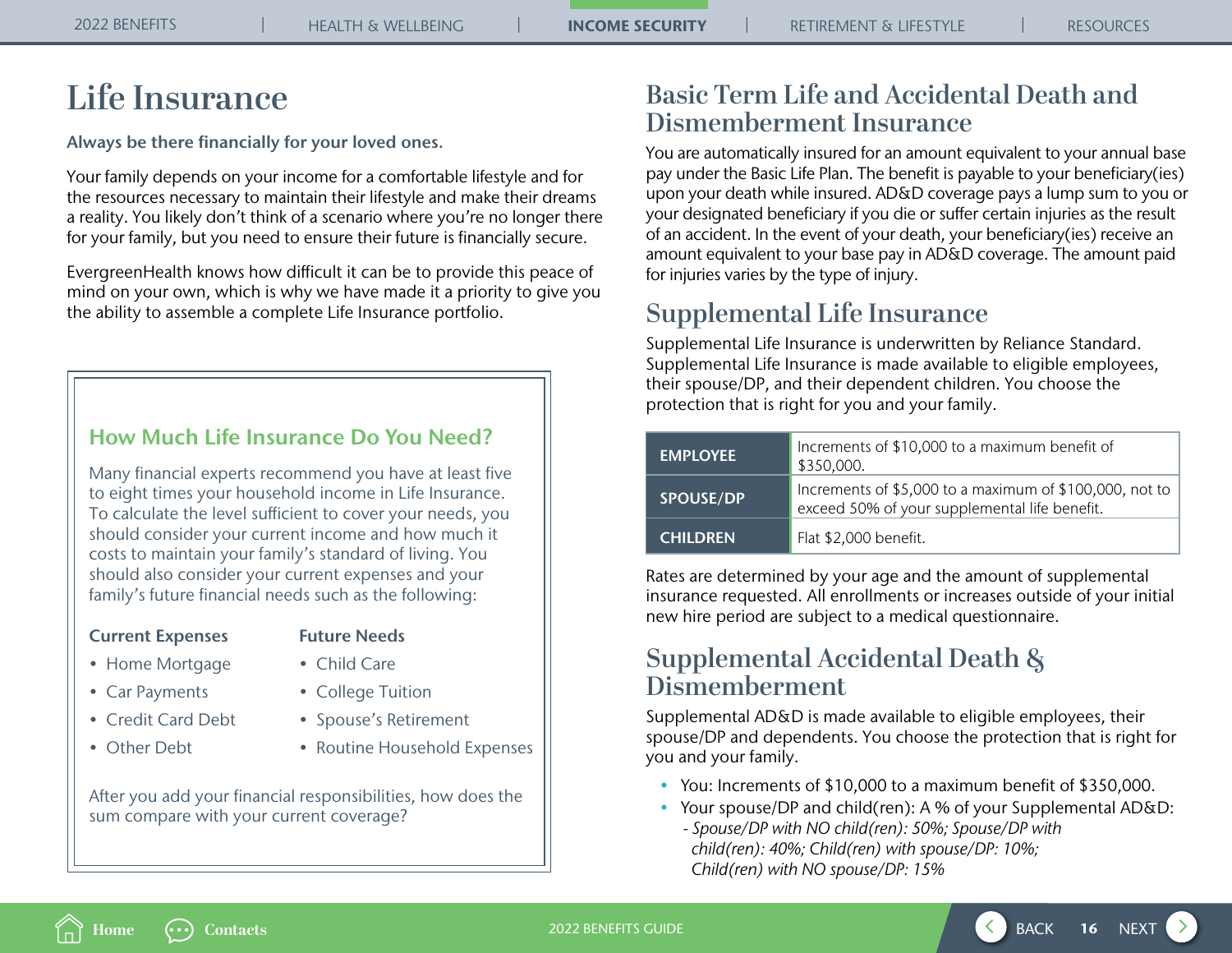# Life Insurance

**Always be there financially for your loved ones.**

Your family depends on your income for a comfortable lifestyle and for the resources necessary to maintain their lifestyle and make their dreams a reality. You likely don't think of a scenario where you're no longer there for your family, but you need to ensure their future is financially secure.

EvergreenHealth knows how difficult it can be to provide this peace of mind on your own, which is why we have made it a priority to give you the ability to assemble a complete Life Insurance portfolio.

### How Much Life Insurance Do You Need?

Many financial experts recommend you have at least five to eight times your household income in Life Insurance. To calculate the level sufficient to cover your needs, you should consider your current income and how much it costs to maintain your family's standard of living. You should also consider your current expenses and your family's future financial needs such as the following:

**Current Expenses**

- Home Mortgage
- Car Payments
- Credit Card Debt
- Other Debt

**Future Needs**

- Child Care
- College Tuition
- Spouse's Retirement
- Routine Household Expenses

After you add your financial responsibilities, how does the sum compare with your current coverage?

## Basic Term Life and Accidental Death and Dismemberment Insurance

You are automatically insured for an amount equivalent to your annual base pay under the Basic Life Plan. The benefit is payable to your beneficiary(ies) upon your death while insured. AD&D coverage pays a lump sum to you or your designated beneficiary if you die or suffer certain injuries as the result of an accident. In the event of your death, your beneficiary(ies) receive an amount equivalent to your base pay in AD&D coverage. The amount paid for injuries varies by the type of injury.

## Supplemental Life Insurance

Supplemental Life Insurance is underwritten by Reliance Standard. Supplemental Life Insurance is made available to eligible employees, their spouse/DP, and their dependent children. You choose the protection that is right for you and your family.

| | |
|---|---|
| **EMPLOYEE** | Increments of $10,000 to a maximum benefit of $350,000. |
| **SPOUSE/DP** | Increments of $5,000 to a maximum of $100,000, not to exceed 50% of your supplemental life benefit. |
| **CHILDREN** | Flat $2,000 benefit. |

Rates are determined by your age and the amount of supplemental insurance requested. All enrollments or increases outside of your initial new hire period are subject to a medical questionnaire.

## Supplemental Accidental Death & Dismemberment

Supplemental AD&D is made available to eligible employees, their spouse/DP and dependents. You choose the protection that is right for you and your family.

- You: Increments of $10,000 to a maximum benefit of $350,000.
- Your spouse/DP and child(ren): A % of your Supplemental AD&D:
  - *Spouse/DP with NO child(ren): 50%; Spouse/DP with child(ren): 40%; Child(ren) with spouse/DP: 10%; Child(ren) with NO spouse/DP: 15%*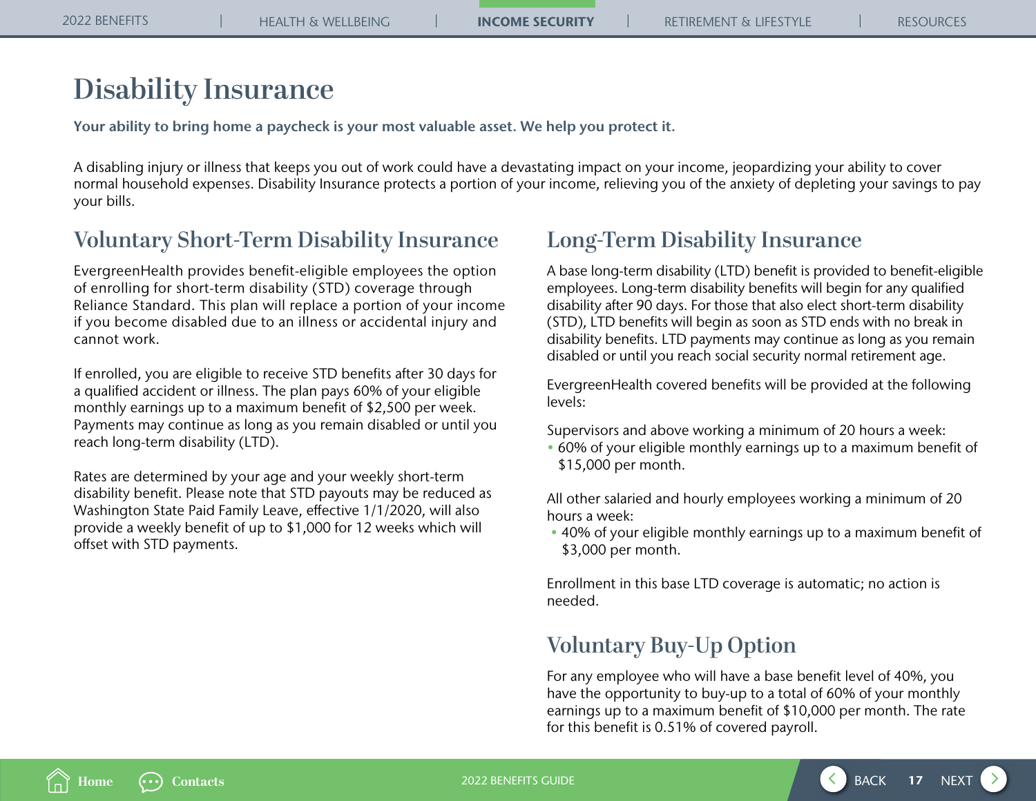# Disability Insurance

**Your ability to bring home a paycheck is your most valuable asset. We help you protect it.**

A disabling injury or illness that keeps you out of work could have a devastating impact on your income, jeopardizing your ability to cover normal household expenses. Disability Insurance protects a portion of your income, relieving you of the anxiety of depleting your savings to pay your bills.

## Voluntary Short-Term Disability Insurance

EvergreenHealth provides benefit-eligible employees the option of enrolling for short-term disability (STD) coverage through Reliance Standard. This plan will replace a portion of your income if you become disabled due to an illness or accidental injury and cannot work.

If enrolled, you are eligible to receive STD benefits after 30 days for a qualified accident or illness. The plan pays 60% of your eligible monthly earnings up to a maximum benefit of $2,500 per week. Payments may continue as long as you remain disabled or until you reach long-term disability (LTD).

Rates are determined by your age and your weekly short-term disability benefit. Please note that STD payouts may be reduced as Washington State Paid Family Leave, effective 1/1/2020, will also provide a weekly benefit of up to $1,000 for 12 weeks which will offset with STD payments.

## Long-Term Disability Insurance

A base long-term disability (LTD) benefit is provided to benefit-eligible employees. Long-term disability benefits will begin for any qualified disability after 90 days. For those that also elect short-term disability (STD), LTD benefits will begin as soon as STD ends with no break in disability benefits. LTD payments may continue as long as you remain disabled or until you reach social security normal retirement age.

EvergreenHealth covered benefits will be provided at the following levels:

Supervisors and above working a minimum of 20 hours a week:

- 60% of your eligible monthly earnings up to a maximum benefit of $15,000 per month.

All other salaried and hourly employees working a minimum of 20 hours a week:

- 40% of your eligible monthly earnings up to a maximum benefit of $3,000 per month.

Enrollment in this base LTD coverage is automatic; no action is needed.

## Voluntary Buy-Up Option

For any employee who will have a base benefit level of 40%, you have the opportunity to buy-up to a total of 60% of your monthly earnings up to a maximum benefit of $10,000 per month. The rate for this benefit is 0.51% of covered payroll.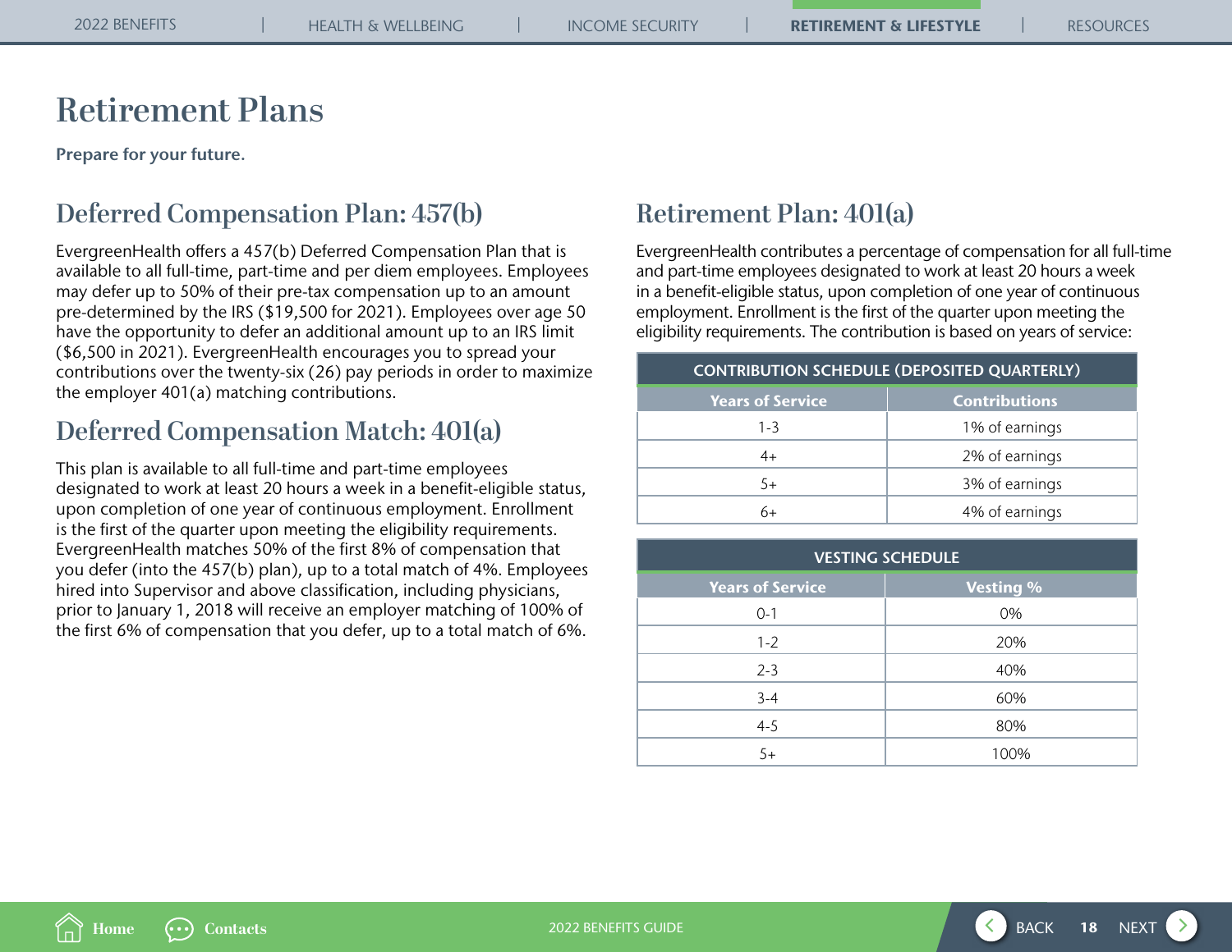# Retirement Plans

**Prepare for your future.**

## Deferred Compensation Plan: 457(b)

EvergreenHealth offers a 457(b) Deferred Compensation Plan that is available to all full-time, part-time and per diem employees. Employees may defer up to 50% of their pre-tax compensation up to an amount pre-determined by the IRS ($19,500 for 2021). Employees over age 50 have the opportunity to defer an additional amount up to an IRS limit ($6,500 in 2021). EvergreenHealth encourages you to spread your contributions over the twenty-six (26) pay periods in order to maximize the employer 401(a) matching contributions.

## Deferred Compensation Match: 401(a)

This plan is available to all full-time and part-time employees designated to work at least 20 hours a week in a benefit-eligible status, upon completion of one year of continuous employment. Enrollment is the first of the quarter upon meeting the eligibility requirements. EvergreenHealth matches 50% of the first 8% of compensation that you defer (into the 457(b) plan), up to a total match of 4%. Employees hired into Supervisor and above classification, including physicians, prior to January 1, 2018 will receive an employer matching of 100% of the first 6% of compensation that you defer, up to a total match of 6%.

## Retirement Plan: 401(a)

EvergreenHealth contributes a percentage of compensation for all full-time and part-time employees designated to work at least 20 hours a week in a benefit-eligible status, upon completion of one year of continuous employment. Enrollment is the first of the quarter upon meeting the eligibility requirements. The contribution is based on years of service:

| CONTRIBUTION SCHEDULE (DEPOSITED QUARTERLY) | |
|---|---|
| **Years of Service** | **Contributions** |
| 1-3 | 1% of earnings |
| 4+ | 2% of earnings |
| 5+ | 3% of earnings |
| 6+ | 4% of earnings |

| VESTING SCHEDULE | |
|---|---|
| **Years of Service** | **Vesting %** |
| 0-1 | 0% |
| 1-2 | 20% |
| 2-3 | 40% |
| 3-4 | 60% |
| 4-5 | 80% |
| 5+ | 100% |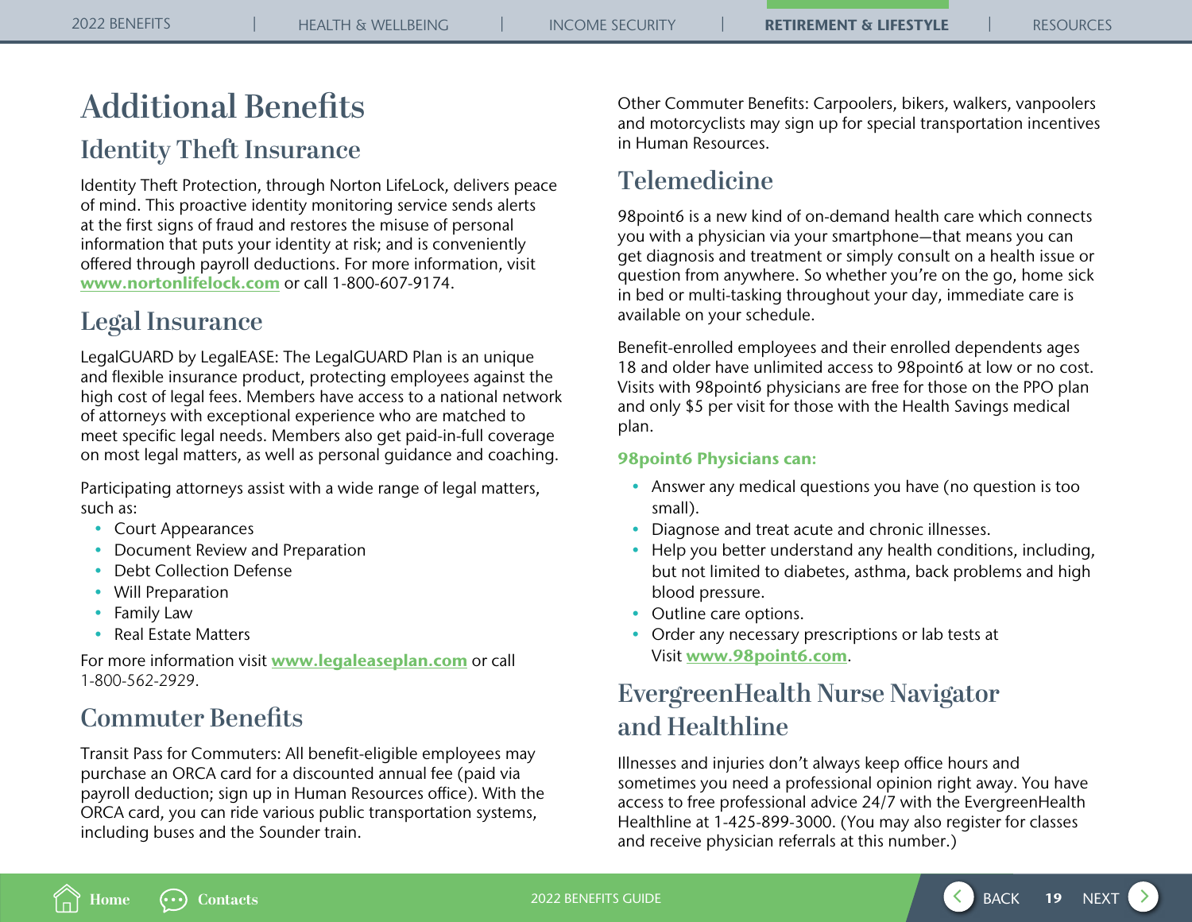# Additional Benefits

## Identity Theft Insurance

Identity Theft Protection, through Norton LifeLock, delivers peace of mind. This proactive identity monitoring service sends alerts at the first signs of fraud and restores the misuse of personal information that puts your identity at risk; and is conveniently offered through payroll deductions. For more information, visit **www.nortonlifelock.com** or call 1-800-607-9174.

## Legal Insurance

LegalGUARD by LegalEASE: The LegalGUARD Plan is an unique and flexible insurance product, protecting employees against the high cost of legal fees. Members have access to a national network of attorneys with exceptional experience who are matched to meet specific legal needs. Members also get paid-in-full coverage on most legal matters, as well as personal guidance and coaching.

Participating attorneys assist with a wide range of legal matters, such as:

- Court Appearances
- Document Review and Preparation
- Debt Collection Defense
- Will Preparation
- Family Law
- Real Estate Matters

For more information visit **www.legaleaseplan.com** or call 1-800-562-2929.

## Commuter Benefits

Transit Pass for Commuters: All benefit-eligible employees may purchase an ORCA card for a discounted annual fee (paid via payroll deduction; sign up in Human Resources office). With the ORCA card, you can ride various public transportation systems, including buses and the Sounder train.

Other Commuter Benefits: Carpoolers, bikers, walkers, vanpoolers and motorcyclists may sign up for special transportation incentives in Human Resources.

## Telemedicine

98point6 is a new kind of on-demand health care which connects you with a physician via your smartphone—that means you can get diagnosis and treatment or simply consult on a health issue or question from anywhere. So whether you're on the go, home sick in bed or multi-tasking throughout your day, immediate care is available on your schedule.

Benefit-enrolled employees and their enrolled dependents ages 18 and older have unlimited access to 98point6 at low or no cost. Visits with 98point6 physicians are free for those on the PPO plan and only $5 per visit for those with the Health Savings medical plan.

**98point6 Physicians can:**

- Answer any medical questions you have (no question is too small).
- Diagnose and treat acute and chronic illnesses.
- Help you better understand any health conditions, including, but not limited to diabetes, asthma, back problems and high blood pressure.
- Outline care options.
- Order any necessary prescriptions or lab tests at Visit **www.98point6.com**.

## EvergreenHealth Nurse Navigator and Healthline

Illnesses and injuries don't always keep office hours and sometimes you need a professional opinion right away. You have access to free professional advice 24/7 with the EvergreenHealth Healthline at 1-425-899-3000. (You may also register for classes and receive physician referrals at this number.)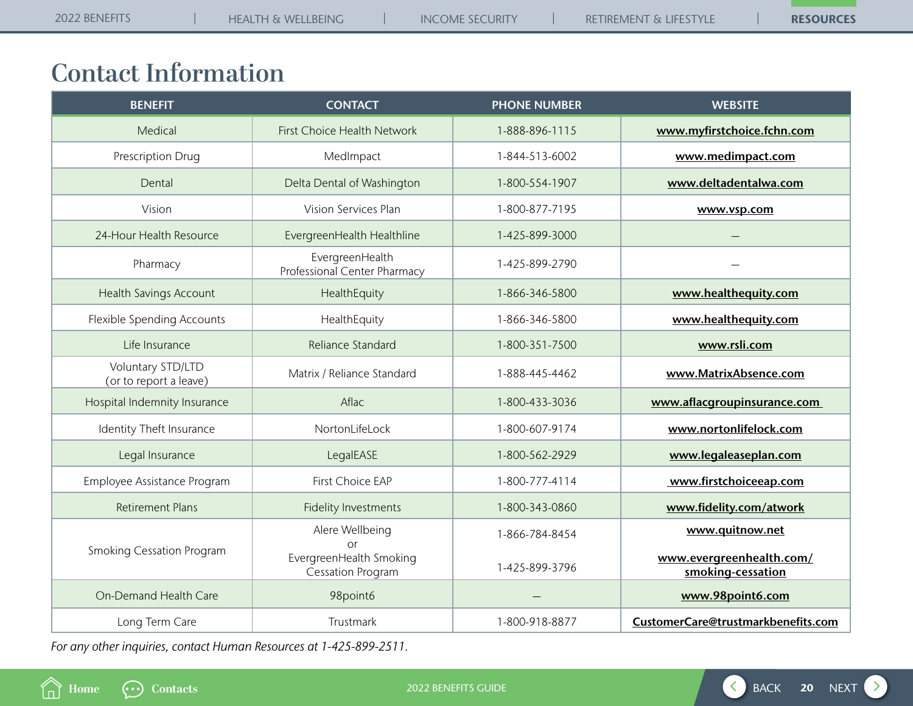# Contact Information

| BENEFIT | CONTACT | PHONE NUMBER | WEBSITE |
|---|---|---|---|
| Medical | First Choice Health Network | 1-888-896-1115 | **www.myfirstchoice.fchn.com** |
| Prescription Drug | MedImpact | 1-844-513-6002 | **www.medimpact.com** |
| Dental | Delta Dental of Washington | 1-800-554-1907 | **www.deltadentalwa.com** |
| Vision | Vision Services Plan | 1-800-877-7195 | **www.vsp.com** |
| 24-Hour Health Resource | EvergreenHealth Healthline | 1-425-899-3000 | – |
| Pharmacy | EvergreenHealth Professional Center Pharmacy | 1-425-899-2790 | – |
| Health Savings Account | HealthEquity | 1-866-346-5800 | **www.healthequity.com** |
| Flexible Spending Accounts | HealthEquity | 1-866-346-5800 | **www.healthequity.com** |
| Life Insurance | Reliance Standard | 1-800-351-7500 | **www.rsli.com** |
| Voluntary STD/LTD (or to report a leave) | Matrix / Reliance Standard | 1-888-445-4462 | **www.MatrixAbsence.com** |
| Hospital Indemnity Insurance | Aflac | 1-800-433-3036 | **www.aflacgroupinsurance.com** |
| Identity Theft Insurance | NortonLifeLock | 1-800-607-9174 | **www.nortonlifelock.com** |
| Legal Insurance | LegalEASE | 1-800-562-2929 | **www.legaleaseplan.com** |
| Employee Assistance Program | First Choice EAP | 1-800-777-4114 | **www.firstchoiceeap.com** |
| Retirement Plans | Fidelity Investments | 1-800-343-0860 | **www.fidelity.com/atwork** |
| Smoking Cessation Program | Alere Wellbeing or EvergreenHealth Smoking Cessation Program | 1-866-784-8454 / 1-425-899-3796 | **www.quitnow.net** / **www.evergreenhealth.com/smoking-cessation** |
| On-Demand Health Care | 98point6 | – | **www.98point6.com** |
| Long Term Care | Trustmark | 1-800-918-8877 | **CustomerCare@trustmarkbenefits.com** |

*For any other inquiries, contact Human Resources at 1-425-899-2511.*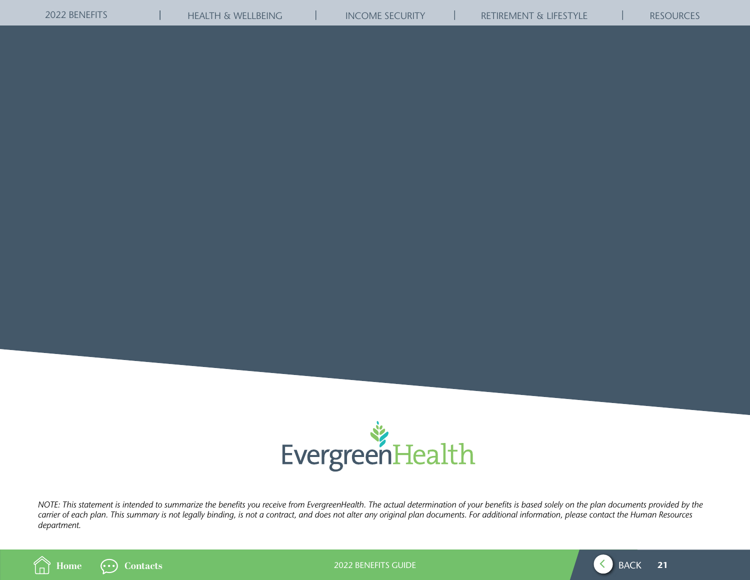EvergreenHealth

*NOTE: This statement is intended to summarize the benefits you receive from EvergreenHealth. The actual determination of your benefits is based solely on the plan documents provided by the carrier of each plan. This summary is not legally binding, is not a contract, and does not alter any original plan documents. For additional information, please contact the Human Resources department.*